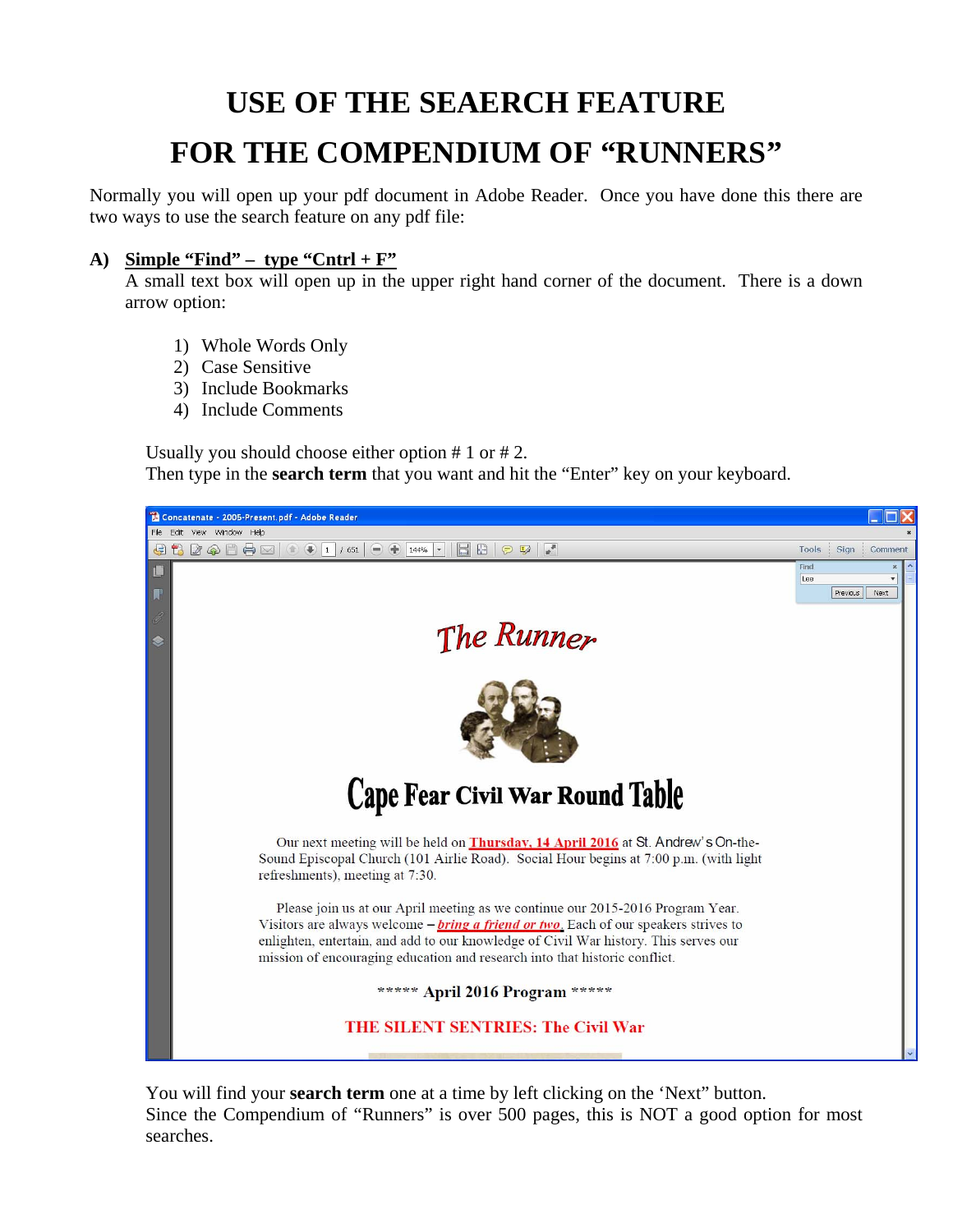# USE OF THE SEAERCH FEATURE

# FOR THE COMPENDIUM OF "RUNNERS"

Normally you will open up your pdf document in Adobe Reader. Once you have done this there are two ways to use the search feature on any pdf file:

**A) Simple "Find" – type "Cntrl + F"**

A small text box will open up in the upper right hand corner of the document. There is a down arrow option:

1) Whole Words Only
2) Case Sensitive
3) Include Bookmarks
4) Include Comments

Usually you should choose either option # 1 or # 2.
Then type in the **search term** that you want and hit the "Enter" key on your keyboard.

You will find your **search term** one at a time by left clicking on the 'Next" button.
Since the Compendium of "Runners" is over 500 pages, this is NOT a good option for most searches.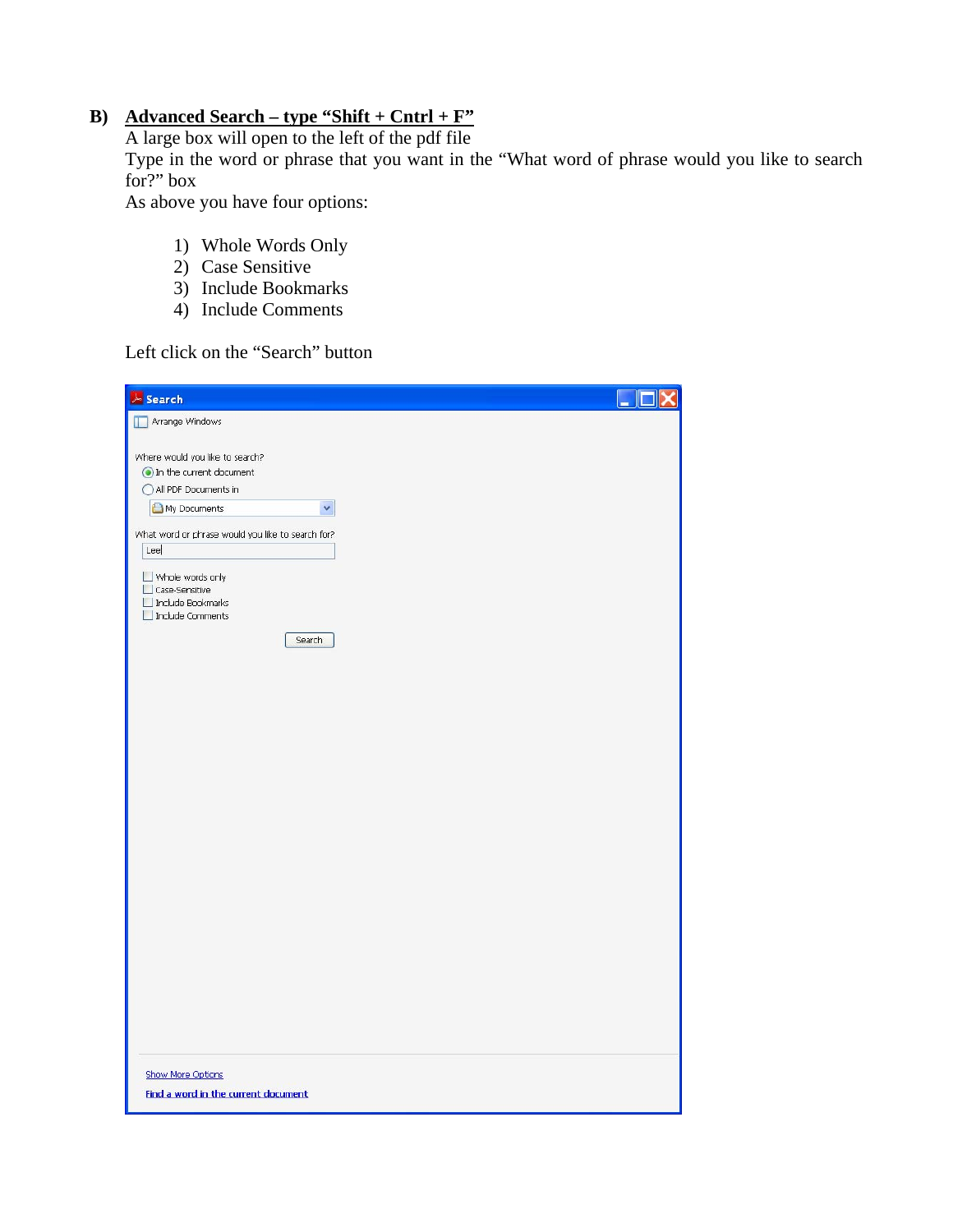**B) <u>Advanced Search – type "Shift + Cntrl + F"</u>**

A large box will open to the left of the pdf file

Type in the word or phrase that you want in the "What word of phrase would you like to search for?" box

As above you have four options:

1) Whole Words Only
2) Case Sensitive
3) Include Bookmarks
4) Include Comments

Left click on the "Search" button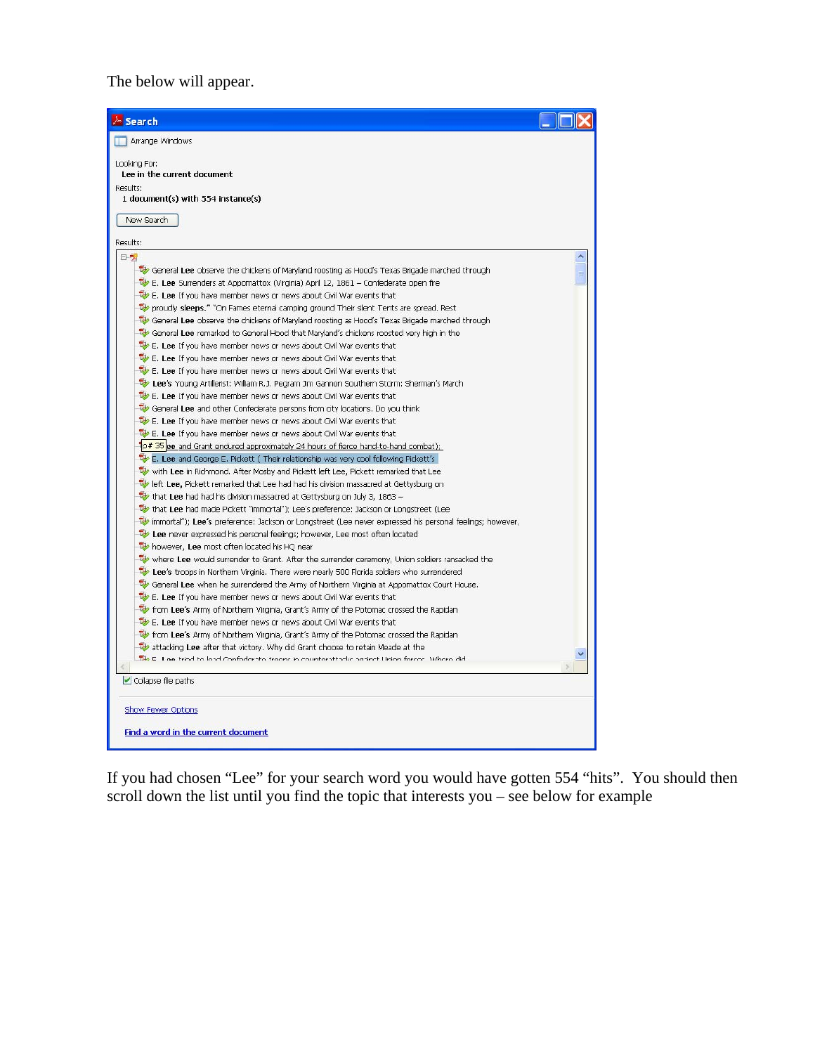The below will appear.

Search

Arrange Windows

Looking For:
**Lee in the current document**

Results:
**1 document(s) with 554 instance(s)**

New Search

Results:

- General **Lee** observe the chickens of Maryland roosting as Hood's Texas Brigade marched through
- E. **Lee** Surrenders at Appomattox (Virginia) April 12, 1861 – Confederate open fire
- E. **Lee** If you have member news or news about Civil War events that
- proudly **sleeps.**" "On Fames eternal camping ground Their silent Tents are spread. Rest
- General **Lee** observe the chickens of Maryland roosting as Hood's Texas Brigade marched through
- General **Lee** remarked to General Hood that Maryland's chickens roosted very high in the
- E. **Lee** If you have member news or news about Civil War events that
- E. **Lee** If you have member news or news about Civil War events that
- E. **Lee** If you have member news or news about Civil War events that
- **Lee's** Young Artillerist: William R.J. Pegram Jim Gannon Southern Storm: Sherman's March
- E. **Lee** If you have member news or news about Civil War events that
- General **Lee** and other Confederate persons from city locations. Do you think
- E. **Lee** If you have member news or news about Civil War events that
- E. **Lee** If you have member news or news about Civil War events that
- p# 35 **Lee** and Grant endured approximately 24 hours of fierce hand-to-hand combat);
- E. **Lee** and George E. Pickett ( Their relationship was very cool following Pickett's
- with **Lee** in Richmond. After Mosby and Pickett left Lee, Pickett remarked that Lee
- left **Lee,** Pickett remarked that Lee had had his division massacred at Gettysburg on
- that **Lee** had had his division massacred at Gettysburg on July 3, 1863 –
- that **Lee** had made Pickett "immortal"); Lee's preference: Jackson or Longstreet (Lee
- immortal"); **Lee's** preference: Jackson or Longstreet (Lee never expressed his personal feelings; however,
- **Lee** never expressed his personal feelings; however, Lee most often located
- however, **Lee** most often located his HQ near
- where **Lee** would surrender to Grant. After the surrender ceremony, Union soldiers ransacked the
- **Lee's** troops in Northern Virginia. There were nearly 500 Florida soldiers who surrendered
- General **Lee** when he surrendered the Army of Northern Virginia at Appomattox Court House.
- E. **Lee** If you have member news or news about Civil War events that
- from **Lee's** Army of Northern Virginia, Grant's Army of the Potomac crossed the Rapidan
- E. **Lee** If you have member news or news about Civil War events that
- from **Lee's** Army of Northern Virginia, Grant's Army of the Potomac crossed the Rapidan
- attacking **Lee** after that victory. Why did Grant choose to retain Meade at the
- E. **Lee** tried to lead Confederate troops in counterattacks against Union forces. Where did

Collapse file paths

Show Fewer Options

Find a word in the current document

If you had chosen "Lee" for your search word you would have gotten 554 "hits". You should then scroll down the list until you find the topic that interests you – see below for example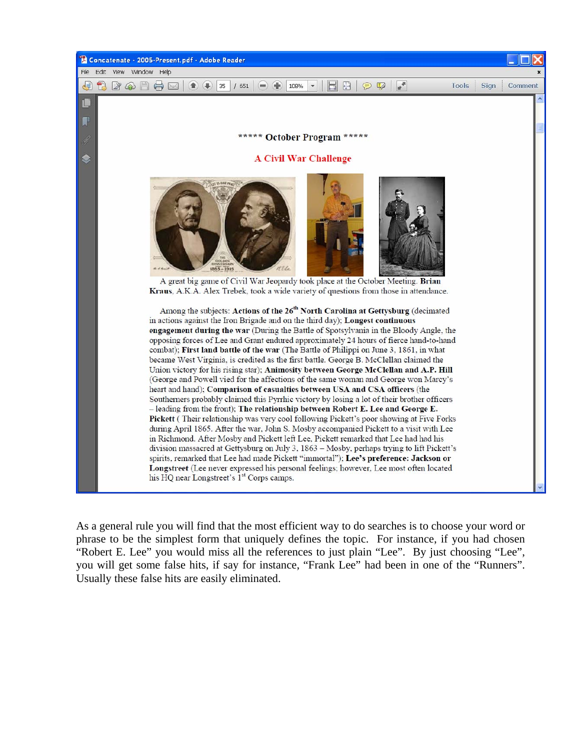***** October Program *****

A Civil War Challenge

A great big game of Civil War Jeopardy took place at the October Meeting. **Brian Kraus**, A.K.A. Alex Trebek, took a wide variety of questions from those in attendance.

Among the subjects: **Actions of the 26th North Carolina at Gettysburg** (decimated in actions against the Iron Brigade and on the third day); **Longest continuous engagement during the war** (During the Battle of Spotsylvania in the Bloody Angle, the opposing forces of Lee and Grant endured approximately 24 hours of fierce hand-to-hand combat); **First land battle of the war** (The Battle of Philippi on June 3, 1861, in what became West Virginia, is credited as the first battle. George B. McClellan claimed the Union victory for his rising star); **Animosity between George McClellan and A.P. Hill** (George and Powell vied for the affections of the same woman and George won Marcy's heart and hand); **Comparison of casualties between USA and CSA officers** (the Southerners probably claimed this Pyrrhic victory by losing a lot of their brother officers – leading from the front); **The relationship between Robert E. Lee and George E. Pickett** ( Their relationship was very cool following Pickett's poor showing at Five Forks during April 1865. After the war, John S. Mosby accompanied Pickett to a visit with Lee in Richmond. After Mosby and Pickett left Lee, Pickett remarked that Lee had had his division massacred at Gettysburg on July 3, 1863 – Mosby, perhaps trying to lift Pickett's spirits, remarked that Lee had made Pickett "immortal"); **Lee's preference: Jackson or Longstreet** (Lee never expressed his personal feelings; however, Lee most often located his HQ near Longstreet's 1st Corps camps.

As a general rule you will find that the most efficient way to do searches is to choose your word or phrase to be the simplest form that uniquely defines the topic. For instance, if you had chosen "Robert E. Lee" you would miss all the references to just plain "Lee". By just choosing "Lee", you will get some false hits, if say for instance, "Frank Lee" had been in one of the "Runners". Usually these false hits are easily eliminated.